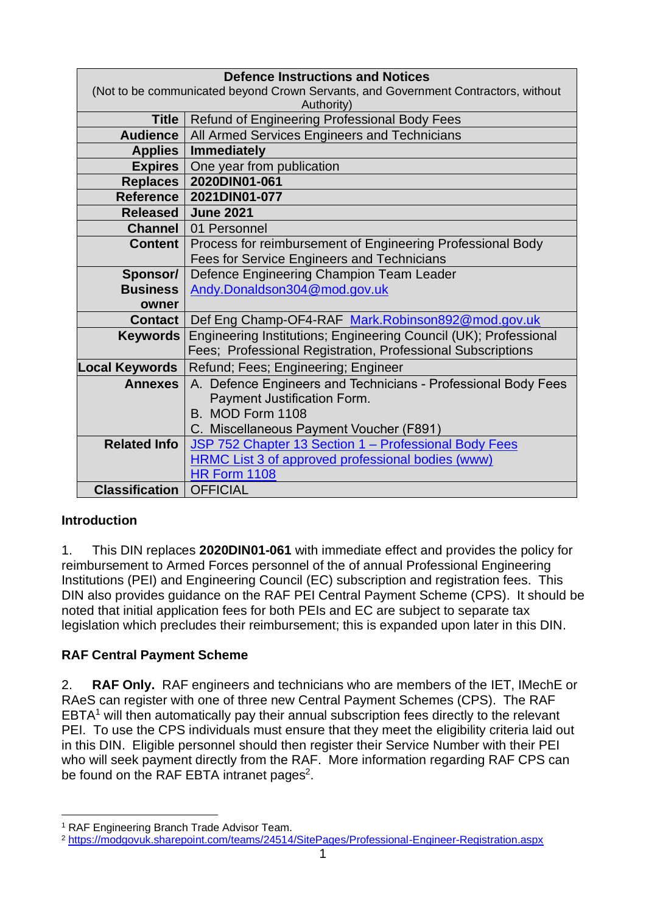| Defence Instructions and Notices (Not to be communicated beyond Crown Servants, and Government Contractors, without Authority) | |
|---|---|
| **Title** | Refund of Engineering Professional Body Fees |
| **Audience** | All Armed Services Engineers and Technicians |
| **Applies** | **Immediately** |
| **Expires** | One year from publication |
| **Replaces** | **2020DIN01-061** |
| **Reference** | **2021DIN01-077** |
| **Released** | **June 2021** |
| **Channel** | 01 Personnel |
| **Content** | Process for reimbursement of Engineering Professional Body Fees for Service Engineers and Technicians |
| **Sponsor/ Business owner** | Defence Engineering Champion Team Leader [Andy.Donaldson304@mod.gov.uk](mailto:Andy.Donaldson304@mod.gov.uk) |
| **Contact** | Def Eng Champ-OF4-RAF [Mark.Robinson892@mod.gov.uk](mailto:Mark.Robinson892@mod.gov.uk) |
| **Keywords** | Engineering Institutions; Engineering Council (UK); Professional Fees; Professional Registration, Professional Subscriptions |
| **Local Keywords** | Refund; Fees; Engineering; Engineer |
| **Annexes** | A. Defence Engineers and Technicians - Professional Body Fees Payment Justification Form. B. MOD Form 1108 C. Miscellaneous Payment Voucher (F891) |
| **Related Info** | JSP 752 Chapter 13 Section 1 – Professional Body Fees HRMC List 3 of approved professional bodies (www) HR Form 1108 |
| **Classification** | OFFICIAL |

## Introduction

1. This DIN replaces **2020DIN01-061** with immediate effect and provides the policy for reimbursement to Armed Forces personnel of the of annual Professional Engineering Institutions (PEI) and Engineering Council (EC) subscription and registration fees. This DIN also provides guidance on the RAF PEI Central Payment Scheme (CPS). It should be noted that initial application fees for both PEIs and EC are subject to separate tax legislation which precludes their reimbursement; this is expanded upon later in this DIN.

## RAF Central Payment Scheme

2. **RAF Only.** RAF engineers and technicians who are members of the IET, IMechE or RAeS can register with one of three new Central Payment Schemes (CPS). The RAF EBTA[1] will then automatically pay their annual subscription fees directly to the relevant PEI. To use the CPS individuals must ensure that they meet the eligibility criteria laid out in this DIN. Eligible personnel should then register their Service Number with their PEI who will seek payment directly from the RAF. More information regarding RAF CPS can be found on the RAF EBTA intranet pages[2].

[1] RAF Engineering Branch Trade Advisor Team.

[2] https://modgovuk.sharepoint.com/teams/24514/SitePages/Professional-Engineer-Registration.aspx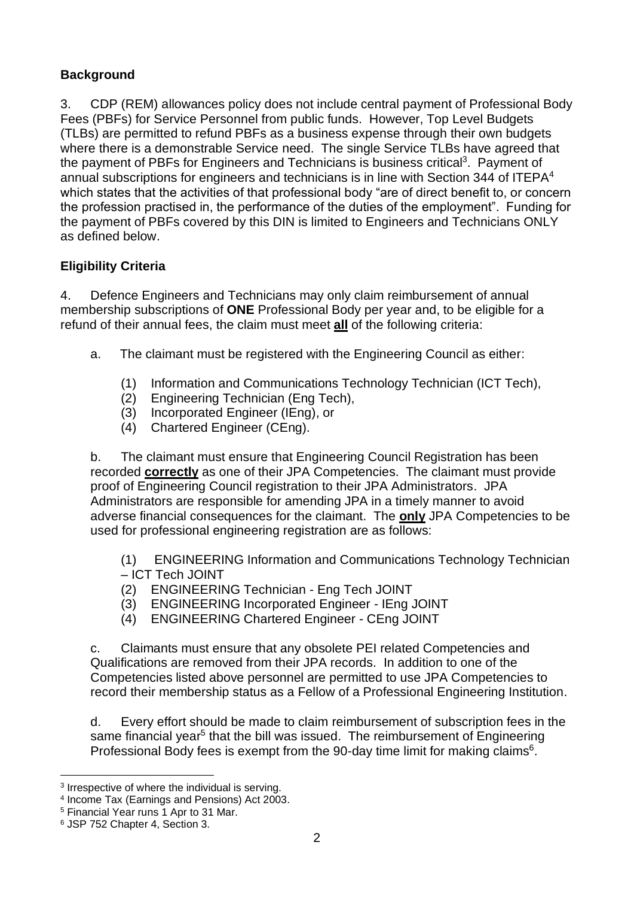**Background**

3. CDP (REM) allowances policy does not include central payment of Professional Body Fees (PBFs) for Service Personnel from public funds. However, Top Level Budgets (TLBs) are permitted to refund PBFs as a business expense through their own budgets where there is a demonstrable Service need. The single Service TLBs have agreed that the payment of PBFs for Engineers and Technicians is business critical[3]. Payment of annual subscriptions for engineers and technicians is in line with Section 344 of ITEPA[4] which states that the activities of that professional body "are of direct benefit to, or concern the profession practised in, the performance of the duties of the employment". Funding for the payment of PBFs covered by this DIN is limited to Engineers and Technicians ONLY as defined below.

**Eligibility Criteria**

4. Defence Engineers and Technicians may only claim reimbursement of annual membership subscriptions of **ONE** Professional Body per year and, to be eligible for a refund of their annual fees, the claim must meet **<u>all</u>** of the following criteria:

a. The claimant must be registered with the Engineering Council as either:

(1) Information and Communications Technology Technician (ICT Tech),
(2) Engineering Technician (Eng Tech),
(3) Incorporated Engineer (IEng), or
(4) Chartered Engineer (CEng).

b. The claimant must ensure that Engineering Council Registration has been recorded **<u>correctly</u>** as one of their JPA Competencies. The claimant must provide proof of Engineering Council registration to their JPA Administrators. JPA Administrators are responsible for amending JPA in a timely manner to avoid adverse financial consequences for the claimant. The **<u>only</u>** JPA Competencies to be used for professional engineering registration are as follows:

(1) ENGINEERING Information and Communications Technology Technician – ICT Tech JOINT
(2) ENGINEERING Technician - Eng Tech JOINT
(3) ENGINEERING Incorporated Engineer - IEng JOINT
(4) ENGINEERING Chartered Engineer - CEng JOINT

c. Claimants must ensure that any obsolete PEI related Competencies and Qualifications are removed from their JPA records. In addition to one of the Competencies listed above personnel are permitted to use JPA Competencies to record their membership status as a Fellow of a Professional Engineering Institution.

d. Every effort should be made to claim reimbursement of subscription fees in the same financial year[5] that the bill was issued. The reimbursement of Engineering Professional Body fees is exempt from the 90-day time limit for making claims[6].

---

[3] Irrespective of where the individual is serving.
[4] Income Tax (Earnings and Pensions) Act 2003.
[5] Financial Year runs 1 Apr to 31 Mar.
[6] JSP 752 Chapter 4, Section 3.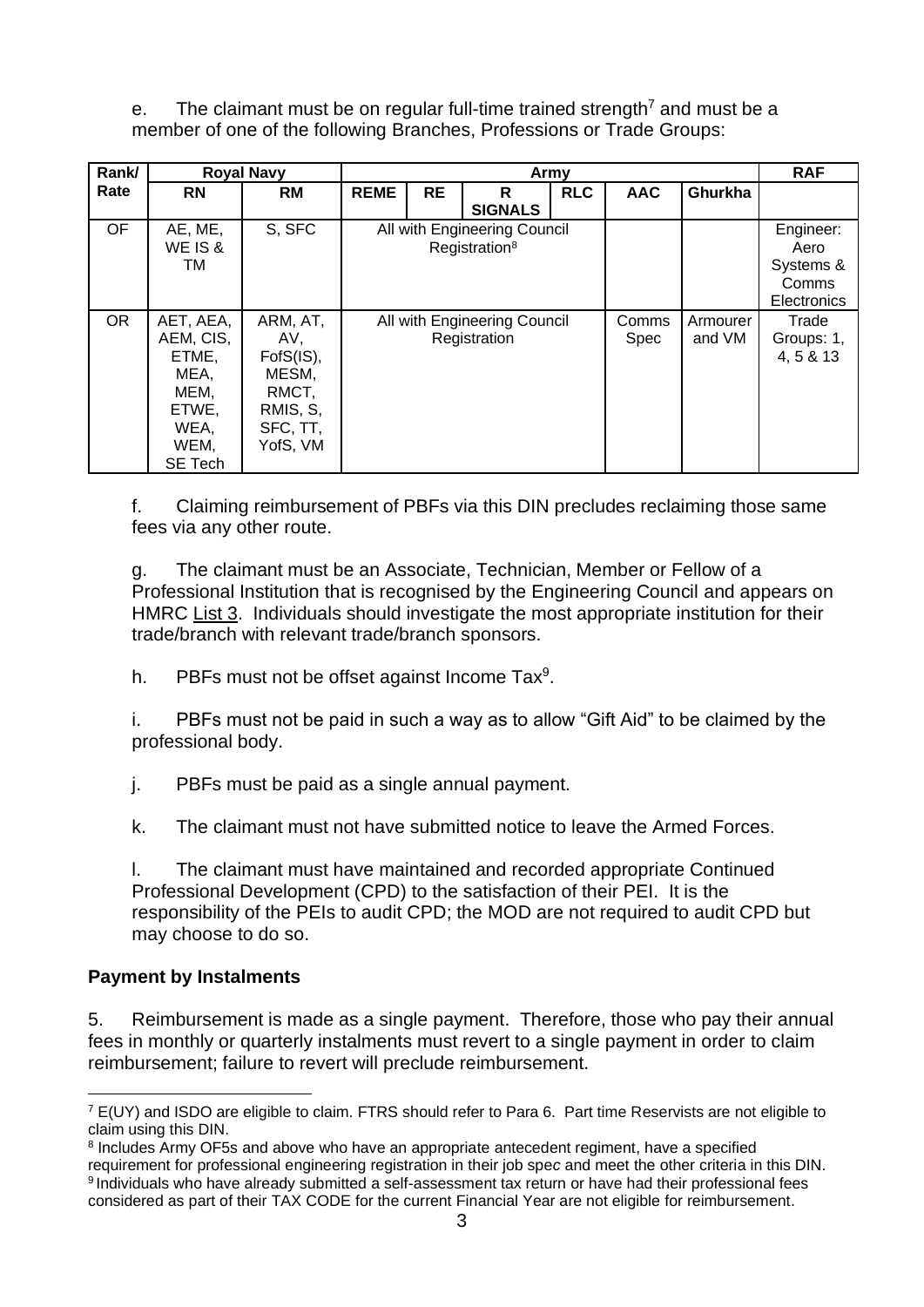e. The claimant must be on regular full-time trained strength[7] and must be a member of one of the following Branches, Professions or Trade Groups:

| Rank/ Rate | Royal Navy | | Army | | | | | | RAF |
|---|---|---|---|---|---|---|---|---|---|
| | RN | RM | REME | RE | R SIGNALS | RLC | AAC | Ghurkha | |
| OF | AE, ME, WE IS & TM | S, SFC | All with Engineering Council Registration[8] | | | | | | Engineer: Aero Systems & Comms Electronics |
| OR | AET, AEA, AEM, CIS, ETME, MEA, MEM, ETWE, WEA, WEM, SE Tech | ARM, AT, AV, FofS(IS), MESM, RMCT, RMIS, S, SFC, TT, YofS, VM | All with Engineering Council Registration | | | | Comms Spec | Armourer and VM | Trade Groups: 1, 4, 5 & 13 |

f. Claiming reimbursement of PBFs via this DIN precludes reclaiming those same fees via any other route.

g. The claimant must be an Associate, Technician, Member or Fellow of a Professional Institution that is recognised by the Engineering Council and appears on HMRC List 3. Individuals should investigate the most appropriate institution for their trade/branch with relevant trade/branch sponsors.

h. PBFs must not be offset against Income Tax[9].

i. PBFs must not be paid in such a way as to allow "Gift Aid" to be claimed by the professional body.

j. PBFs must be paid as a single annual payment.

k. The claimant must not have submitted notice to leave the Armed Forces.

l. The claimant must have maintained and recorded appropriate Continued Professional Development (CPD) to the satisfaction of their PEI. It is the responsibility of the PEIs to audit CPD; the MOD are not required to audit CPD but may choose to do so.

**Payment by Instalments**

5. Reimbursement is made as a single payment. Therefore, those who pay their annual fees in monthly or quarterly instalments must revert to a single payment in order to claim reimbursement; failure to revert will preclude reimbursement.

---

[7] E(UY) and ISDO are eligible to claim. FTRS should refer to Para 6. Part time Reservists are not eligible to claim using this DIN.

[8] Includes Army OF5s and above who have an appropriate antecedent regiment, have a specified requirement for professional engineering registration in their job spec and meet the other criteria in this DIN.

[9] Individuals who have already submitted a self-assessment tax return or have had their professional fees considered as part of their TAX CODE for the current Financial Year are not eligible for reimbursement.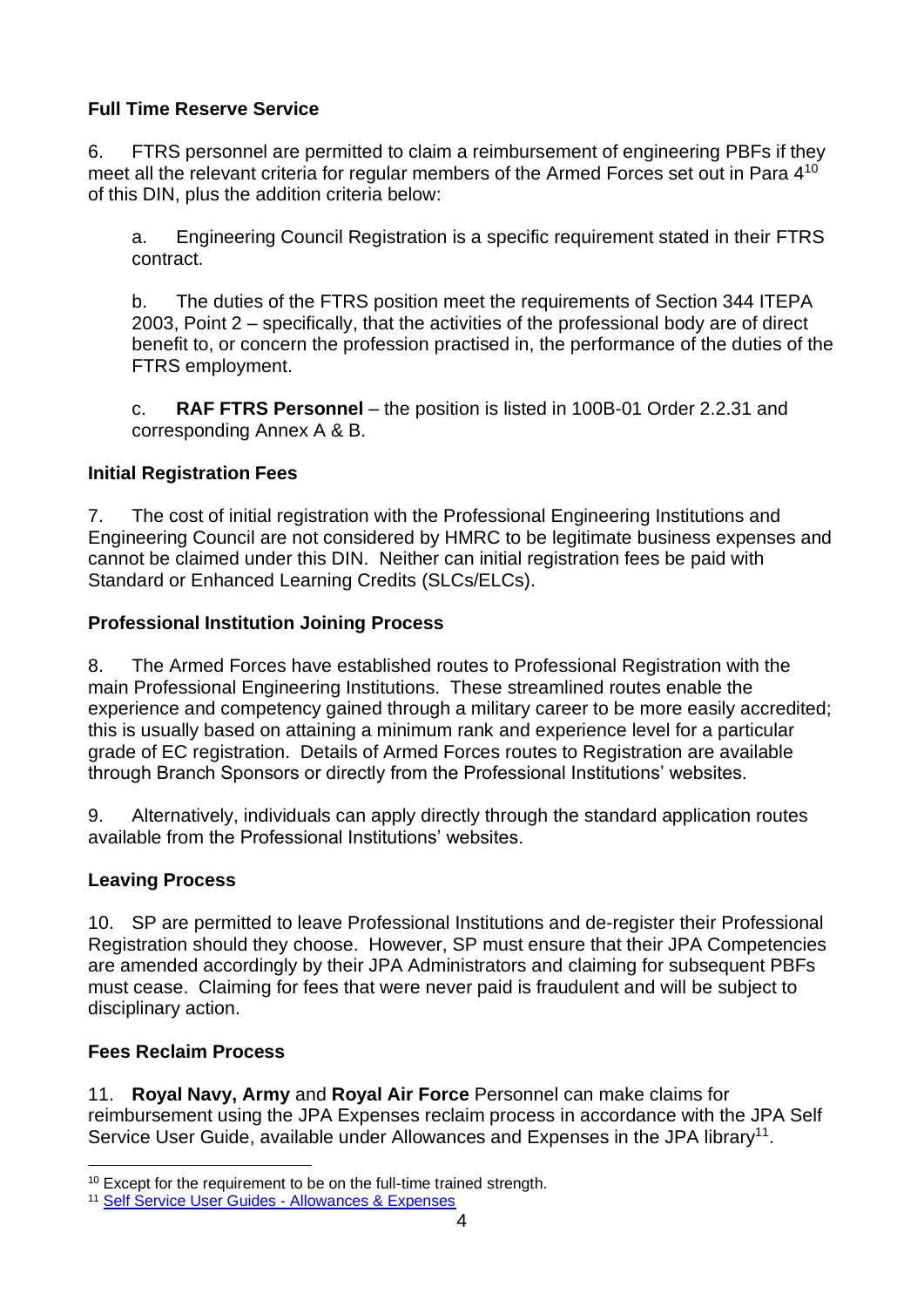**Full Time Reserve Service**

6. FTRS personnel are permitted to claim a reimbursement of engineering PBFs if they meet all the relevant criteria for regular members of the Armed Forces set out in Para 4[10] of this DIN, plus the addition criteria below:

a. Engineering Council Registration is a specific requirement stated in their FTRS contract.

b. The duties of the FTRS position meet the requirements of Section 344 ITEPA 2003, Point 2 – specifically, that the activities of the professional body are of direct benefit to, or concern the profession practised in, the performance of the duties of the FTRS employment.

c. **RAF FTRS Personnel** – the position is listed in 100B-01 Order 2.2.31 and corresponding Annex A & B.

**Initial Registration Fees**

7. The cost of initial registration with the Professional Engineering Institutions and Engineering Council are not considered by HMRC to be legitimate business expenses and cannot be claimed under this DIN. Neither can initial registration fees be paid with Standard or Enhanced Learning Credits (SLCs/ELCs).

**Professional Institution Joining Process**

8. The Armed Forces have established routes to Professional Registration with the main Professional Engineering Institutions. These streamlined routes enable the experience and competency gained through a military career to be more easily accredited; this is usually based on attaining a minimum rank and experience level for a particular grade of EC registration. Details of Armed Forces routes to Registration are available through Branch Sponsors or directly from the Professional Institutions' websites.

9. Alternatively, individuals can apply directly through the standard application routes available from the Professional Institutions' websites.

**Leaving Process**

10. SP are permitted to leave Professional Institutions and de-register their Professional Registration should they choose. However, SP must ensure that their JPA Competencies are amended accordingly by their JPA Administrators and claiming for subsequent PBFs must cease. Claiming for fees that were never paid is fraudulent and will be subject to disciplinary action.

**Fees Reclaim Process**

11. **Royal Navy, Army** and **Royal Air Force** Personnel can make claims for reimbursement using the JPA Expenses reclaim process in accordance with the JPA Self Service User Guide, available under Allowances and Expenses in the JPA library[11].

---

[10] Except for the requirement to be on the full-time trained strength.

[11] Self Service User Guides - Allowances & Expenses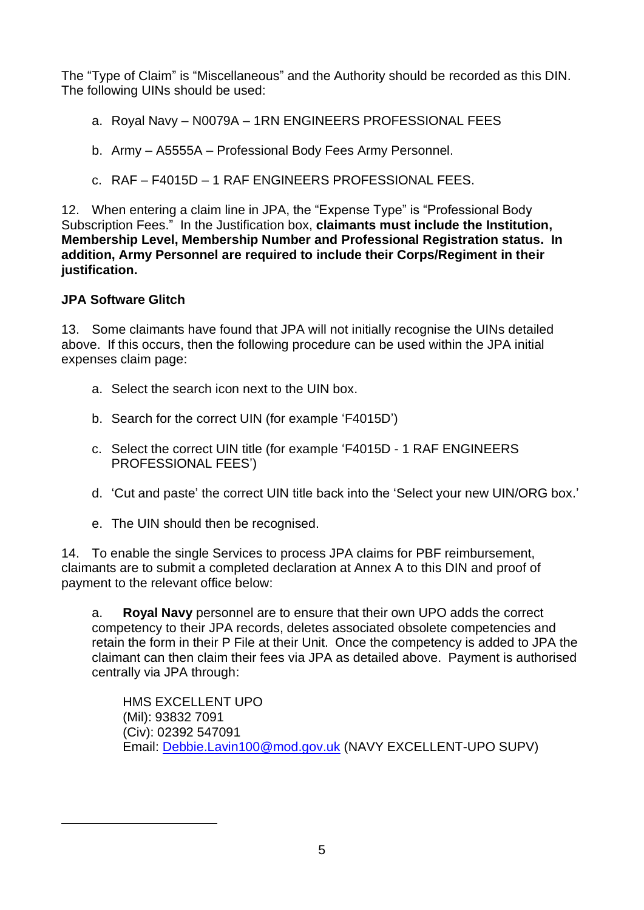The "Type of Claim" is "Miscellaneous" and the Authority should be recorded as this DIN. The following UINs should be used:

a. Royal Navy – N0079A – 1RN ENGINEERS PROFESSIONAL FEES

b. Army – A5555A – Professional Body Fees Army Personnel.

c. RAF – F4015D – 1 RAF ENGINEERS PROFESSIONAL FEES.

12. When entering a claim line in JPA, the "Expense Type" is "Professional Body Subscription Fees." In the Justification box, **claimants must include the Institution, Membership Level, Membership Number and Professional Registration status. In addition, Army Personnel are required to include their Corps/Regiment in their justification.**

**JPA Software Glitch**

13. Some claimants have found that JPA will not initially recognise the UINs detailed above. If this occurs, then the following procedure can be used within the JPA initial expenses claim page:

a. Select the search icon next to the UIN box.

b. Search for the correct UIN (for example 'F4015D')

c. Select the correct UIN title (for example 'F4015D - 1 RAF ENGINEERS PROFESSIONAL FEES')

d. 'Cut and paste' the correct UIN title back into the 'Select your new UIN/ORG box.'

e. The UIN should then be recognised.

14. To enable the single Services to process JPA claims for PBF reimbursement, claimants are to submit a completed declaration at Annex A to this DIN and proof of payment to the relevant office below:

a. **Royal Navy** personnel are to ensure that their own UPO adds the correct competency to their JPA records, deletes associated obsolete competencies and retain the form in their P File at their Unit. Once the competency is added to JPA the claimant can then claim their fees via JPA as detailed above. Payment is authorised centrally via JPA through:

HMS EXCELLENT UPO
(Mil): 93832 7091
(Civ): 02392 547091
Email: Debbie.Lavin100@mod.gov.uk (NAVY EXCELLENT-UPO SUPV)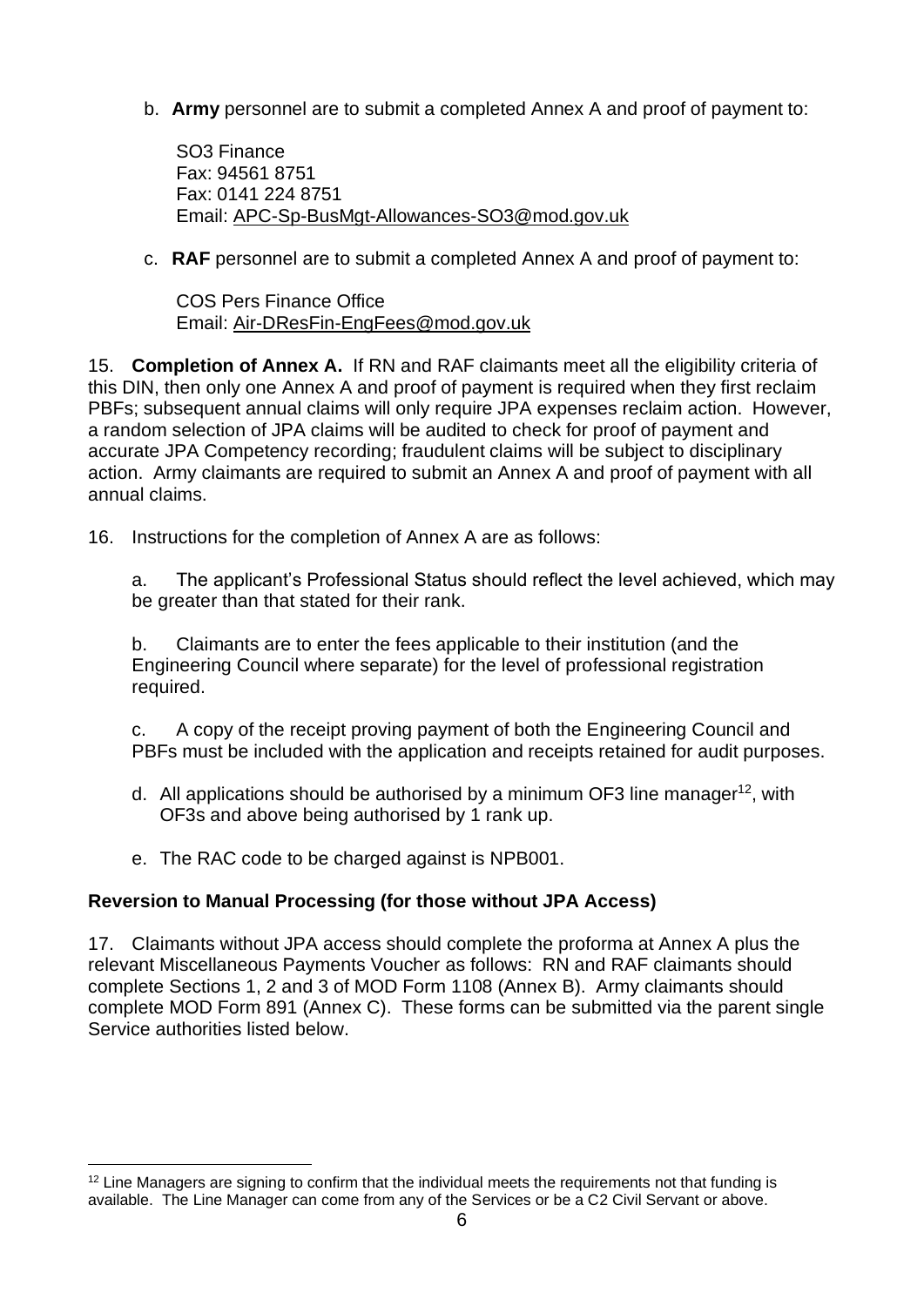b. **Army** personnel are to submit a completed Annex A and proof of payment to:

SO3 Finance
Fax: 94561 8751
Fax: 0141 224 8751
Email: APC-Sp-BusMgt-Allowances-SO3@mod.gov.uk

c. **RAF** personnel are to submit a completed Annex A and proof of payment to:

COS Pers Finance Office
Email: Air-DResFin-EngFees@mod.gov.uk

15. **Completion of Annex A.** If RN and RAF claimants meet all the eligibility criteria of this DIN, then only one Annex A and proof of payment is required when they first reclaim PBFs; subsequent annual claims will only require JPA expenses reclaim action. However, a random selection of JPA claims will be audited to check for proof of payment and accurate JPA Competency recording; fraudulent claims will be subject to disciplinary action. Army claimants are required to submit an Annex A and proof of payment with all annual claims.

16. Instructions for the completion of Annex A are as follows:

a. The applicant's Professional Status should reflect the level achieved, which may be greater than that stated for their rank.

b. Claimants are to enter the fees applicable to their institution (and the Engineering Council where separate) for the level of professional registration required.

c. A copy of the receipt proving payment of both the Engineering Council and PBFs must be included with the application and receipts retained for audit purposes.

d. All applications should be authorised by a minimum OF3 line manager[12], with OF3s and above being authorised by 1 rank up.

e. The RAC code to be charged against is NPB001.

## Reversion to Manual Processing (for those without JPA Access)

17. Claimants without JPA access should complete the proforma at Annex A plus the relevant Miscellaneous Payments Voucher as follows: RN and RAF claimants should complete Sections 1, 2 and 3 of MOD Form 1108 (Annex B). Army claimants should complete MOD Form 891 (Annex C). These forms can be submitted via the parent single Service authorities listed below.

---

[12] Line Managers are signing to confirm that the individual meets the requirements not that funding is available. The Line Manager can come from any of the Services or be a C2 Civil Servant or above.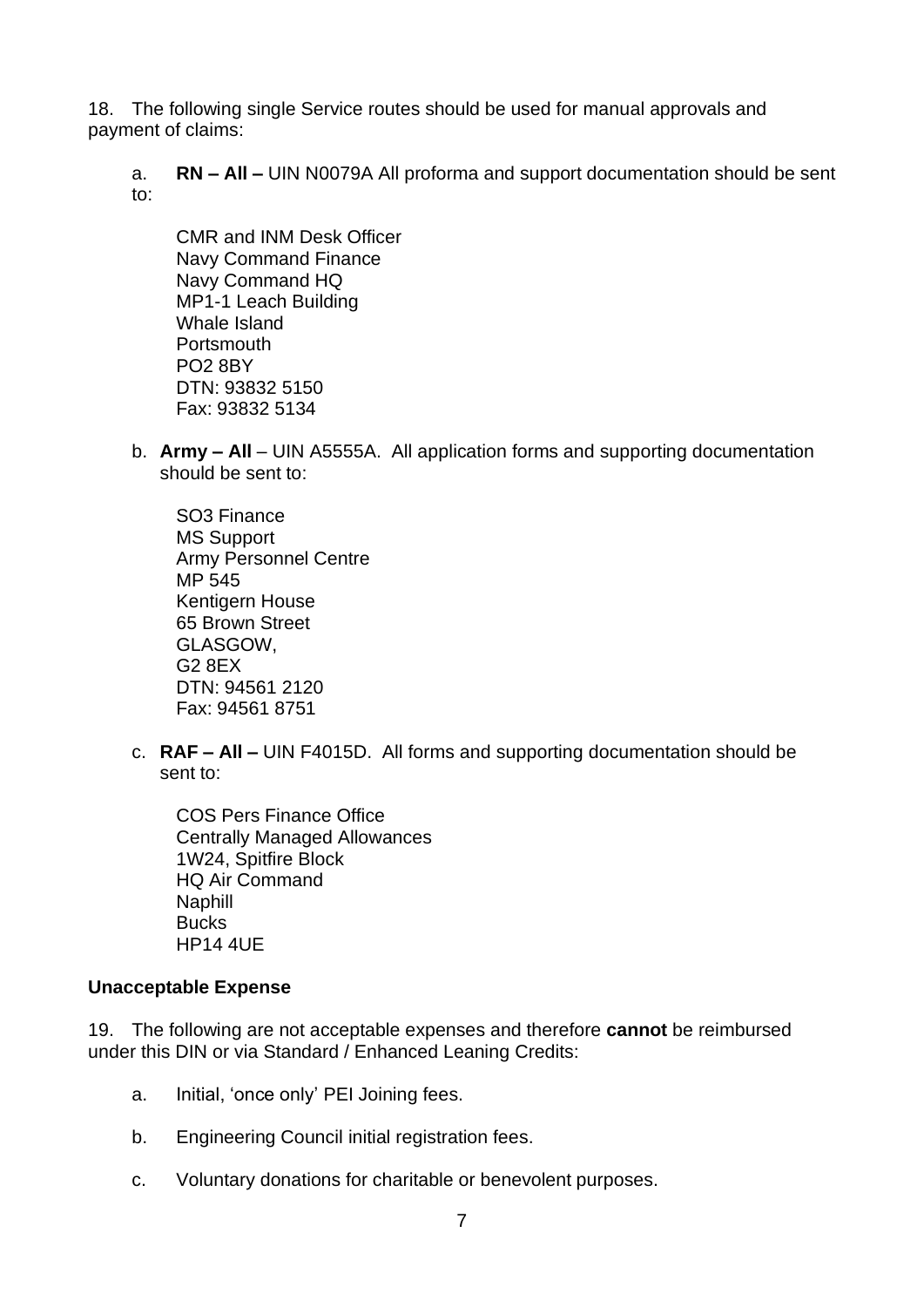18. The following single Service routes should be used for manual approvals and payment of claims:

a. **RN – All –** UIN N0079A All proforma and support documentation should be sent to:

CMR and INM Desk Officer
Navy Command Finance
Navy Command HQ
MP1-1 Leach Building
Whale Island
Portsmouth
PO2 8BY
DTN: 93832 5150
Fax: 93832 5134

b. **Army – All** – UIN A5555A. All application forms and supporting documentation should be sent to:

SO3 Finance
MS Support
Army Personnel Centre
MP 545
Kentigern House
65 Brown Street
GLASGOW,
G2 8EX
DTN: 94561 2120
Fax: 94561 8751

c. **RAF – All –** UIN F4015D. All forms and supporting documentation should be sent to:

COS Pers Finance Office
Centrally Managed Allowances
1W24, Spitfire Block
HQ Air Command
Naphill
Bucks
HP14 4UE

**Unacceptable Expense**

19. The following are not acceptable expenses and therefore **cannot** be reimbursed under this DIN or via Standard / Enhanced Leaning Credits:

a. Initial, 'once only' PEI Joining fees.

b. Engineering Council initial registration fees.

c. Voluntary donations for charitable or benevolent purposes.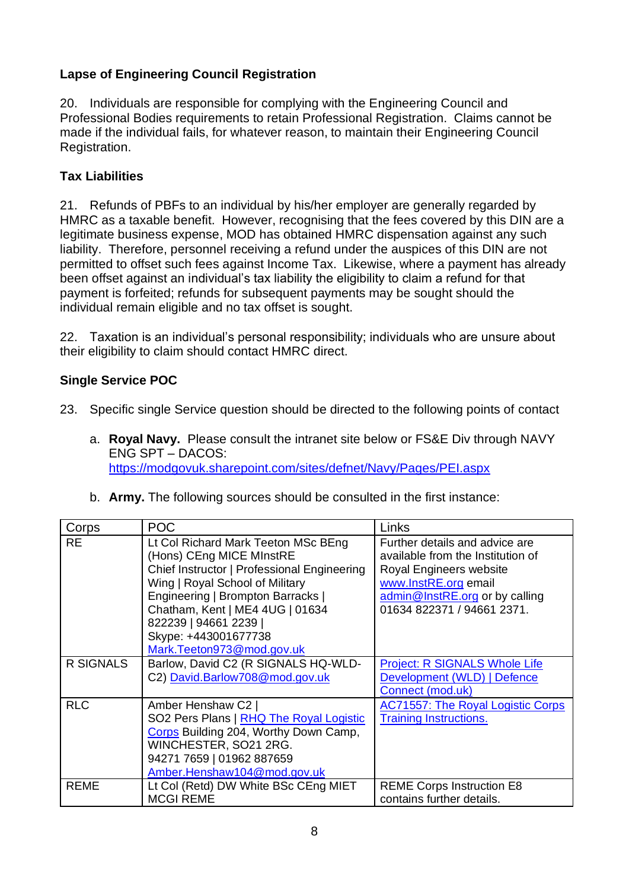**Lapse of Engineering Council Registration**

20. Individuals are responsible for complying with the Engineering Council and Professional Bodies requirements to retain Professional Registration. Claims cannot be made if the individual fails, for whatever reason, to maintain their Engineering Council Registration.

**Tax Liabilities**

21. Refunds of PBFs to an individual by his/her employer are generally regarded by HMRC as a taxable benefit. However, recognising that the fees covered by this DIN are a legitimate business expense, MOD has obtained HMRC dispensation against any such liability. Therefore, personnel receiving a refund under the auspices of this DIN are not permitted to offset such fees against Income Tax. Likewise, where a payment has already been offset against an individual's tax liability the eligibility to claim a refund for that payment is forfeited; refunds for subsequent payments may be sought should the individual remain eligible and no tax offset is sought.

22. Taxation is an individual's personal responsibility; individuals who are unsure about their eligibility to claim should contact HMRC direct.

**Single Service POC**

23. Specific single Service question should be directed to the following points of contact

a. **Royal Navy.** Please consult the intranet site below or FS&E Div through NAVY ENG SPT – DACOS: https://modgovuk.sharepoint.com/sites/defnet/Navy/Pages/PEI.aspx

b. **Army.** The following sources should be consulted in the first instance:

| Corps | POC | Links |
|---|---|---|
| RE | Lt Col Richard Mark Teeton MSc BEng (Hons) CEng MICE MInstRE Chief Instructor \| Professional Engineering Wing \| Royal School of Military Engineering \| Brompton Barracks \| Chatham, Kent \| ME4 4UG \| 01634 822239 \| 94661 2239 \| Skype: +443001677738 Mark.Teeton973@mod.gov.uk | Further details and advice are available from the Institution of Royal Engineers website www.InstRE.org email admin@InstRE.org or by calling 01634 822371 / 94661 2371. |
| R SIGNALS | Barlow, David C2 (R SIGNALS HQ-WLD-C2) David.Barlow708@mod.gov.uk | Project: R SIGNALS Whole Life Development (WLD) \| Defence Connect (mod.uk) |
| RLC | Amber Henshaw C2 \| SO2 Pers Plans \| RHQ The Royal Logistic Corps Building 204, Worthy Down Camp, WINCHESTER, SO21 2RG. 94271 7659 \| 01962 887659 Amber.Henshaw104@mod.gov.uk | AC71557: The Royal Logistic Corps Training Instructions. |
| REME | Lt Col (Retd) DW White BSc CEng MIET MCGI REME | REME Corps Instruction E8 contains further details. |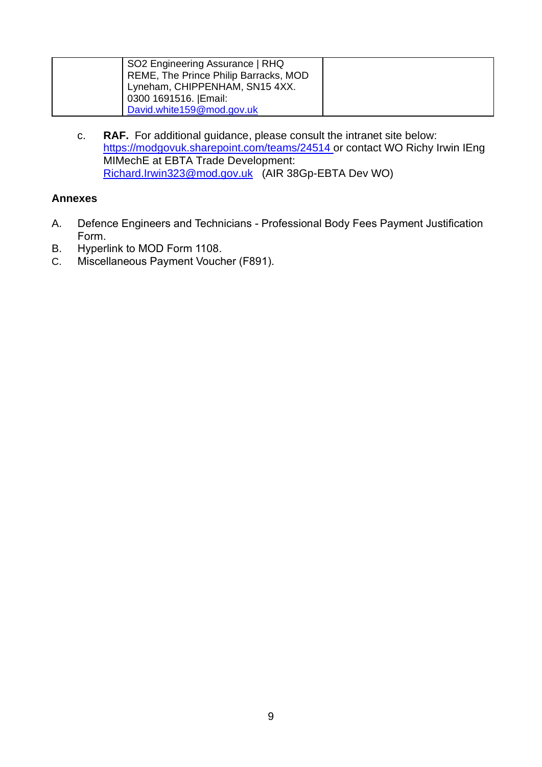| | SO2 Engineering Assurance \| RHQ REME, The Prince Philip Barracks, MOD Lyneham, CHIPPENHAM, SN15 4XX. 0300 1691516. \|Email: David.white159@mod.gov.uk | |
|---|---|---|

c. **RAF.** For additional guidance, please consult the intranet site below: https://modgovuk.sharepoint.com/teams/24514 or contact WO Richy Irwin IEng MIMechE at EBTA Trade Development: Richard.Irwin323@mod.gov.uk (AIR 38Gp-EBTA Dev WO)

**Annexes**

A. Defence Engineers and Technicians - Professional Body Fees Payment Justification Form.
B. Hyperlink to MOD Form 1108.
C. Miscellaneous Payment Voucher (F891).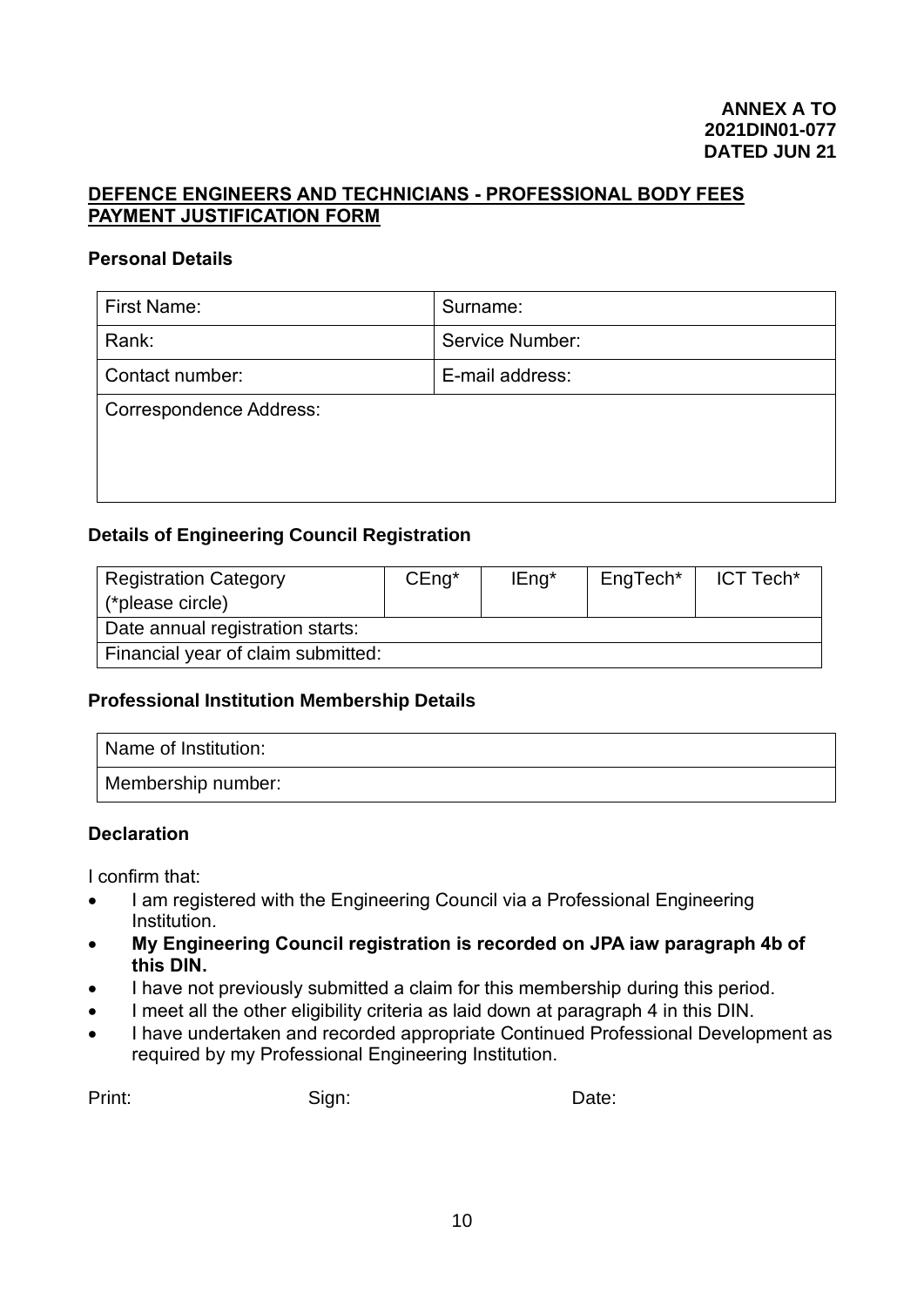**ANNEX A TO**
**2021DIN01-077**
**DATED JUN 21**

## DEFENCE ENGINEERS AND TECHNICIANS - PROFESSIONAL BODY FEES PAYMENT JUSTIFICATION FORM

### Personal Details

| First Name: | Surname: |
|---|---|
| Rank: | Service Number: |
| Contact number: | E-mail address: |
| Correspondence Address: | |

### Details of Engineering Council Registration

| Registration Category (*please circle) | CEng* | IEng* | EngTech* | ICT Tech* |
|---|---|---|---|---|
| Date annual registration starts: | | | | |
| Financial year of claim submitted: | | | | |

### Professional Institution Membership Details

| Name of Institution: |
|---|
| Membership number: |

### Declaration

I confirm that:

- I am registered with the Engineering Council via a Professional Engineering Institution.
- **My Engineering Council registration is recorded on JPA iaw paragraph 4b of this DIN.**
- I have not previously submitted a claim for this membership during this period.
- I meet all the other eligibility criteria as laid down at paragraph 4 in this DIN.
- I have undertaken and recorded appropriate Continued Professional Development as required by my Professional Engineering Institution.

Print: Sign: Date: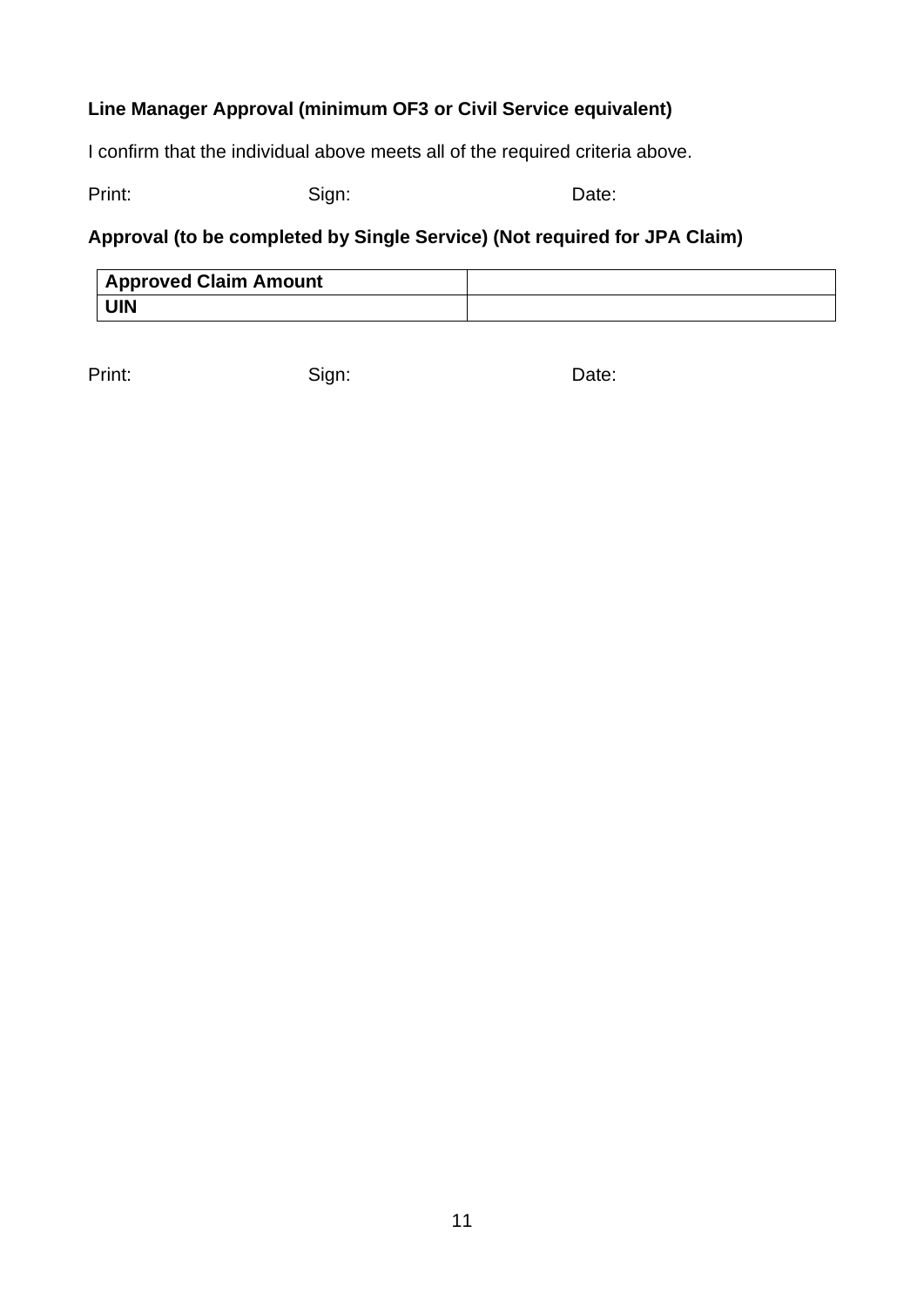**Line Manager Approval (minimum OF3 or Civil Service equivalent)**

I confirm that the individual above meets all of the required criteria above.

Print: Sign: Date:

**Approval (to be completed by Single Service) (Not required for JPA Claim)**

| **Approved Claim Amount** | |
|---|---|
| **UIN** | |

Print: Sign: Date: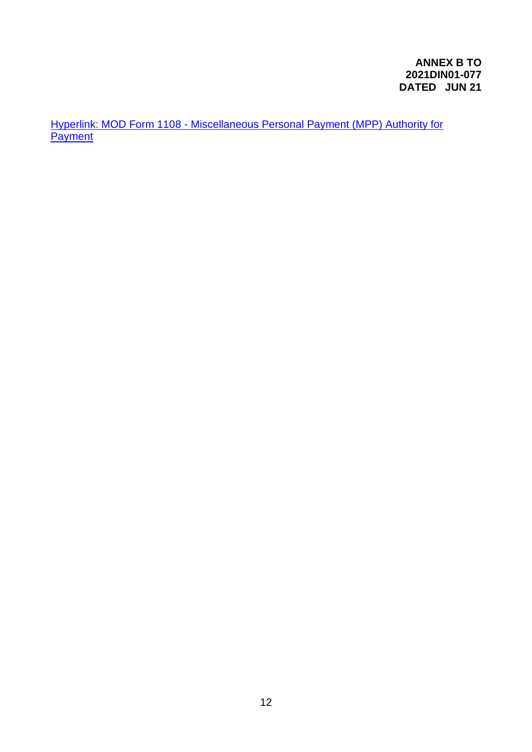**ANNEX B TO**
**2021DIN01-077**
**DATED JUN 21**

Hyperlink: MOD Form 1108 - Miscellaneous Personal Payment (MPP) Authority for Payment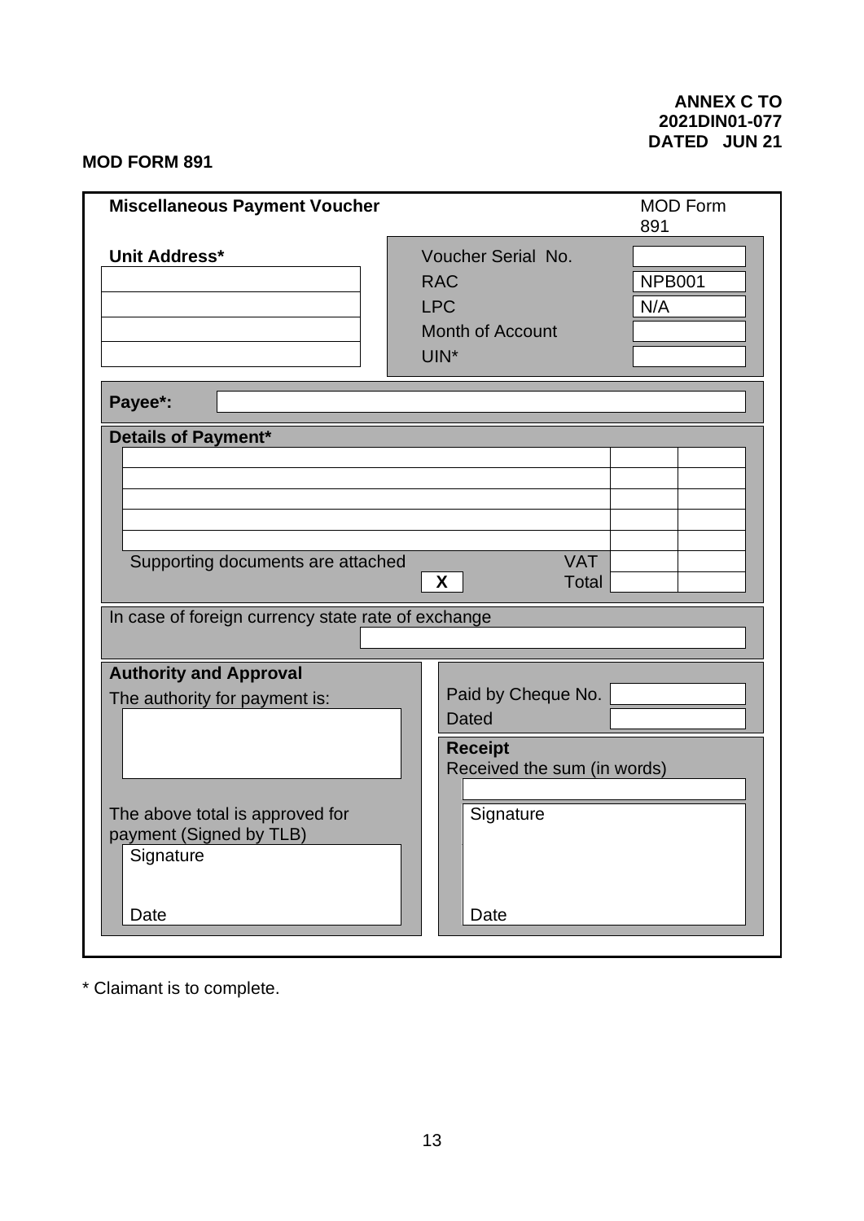**ANNEX C TO**
**2021DIN01-077**
**DATED JUN 21**

**MOD FORM 891**

| | |
|---|---|
| **Miscellaneous Payment Voucher** | MOD Form 891 |

| | | |
|---|---|---|
| **Unit Address*** | Voucher Serial No. | |
| | RAC | NPB001 |
| | LPC | N/A |
| | Month of Account | |
| | UIN* | |

**Payee*:**

**Details of Payment***

| | | |
|---|---|---|
| | | |
| | | |
| | | |
| | | |
| | | |
| Supporting documents are attached | VAT | |
| X | Total | |

In case of foreign currency state rate of exchange

| | |
|---|---|
| **Authority and Approval** | Paid by Cheque No. |
| The authority for payment is: | Dated |
| | **Receipt** |
| | Received the sum (in words) |
| The above total is approved for payment (Signed by TLB) | |
| Signature | Signature |
| Date | Date |

\* Claimant is to complete.